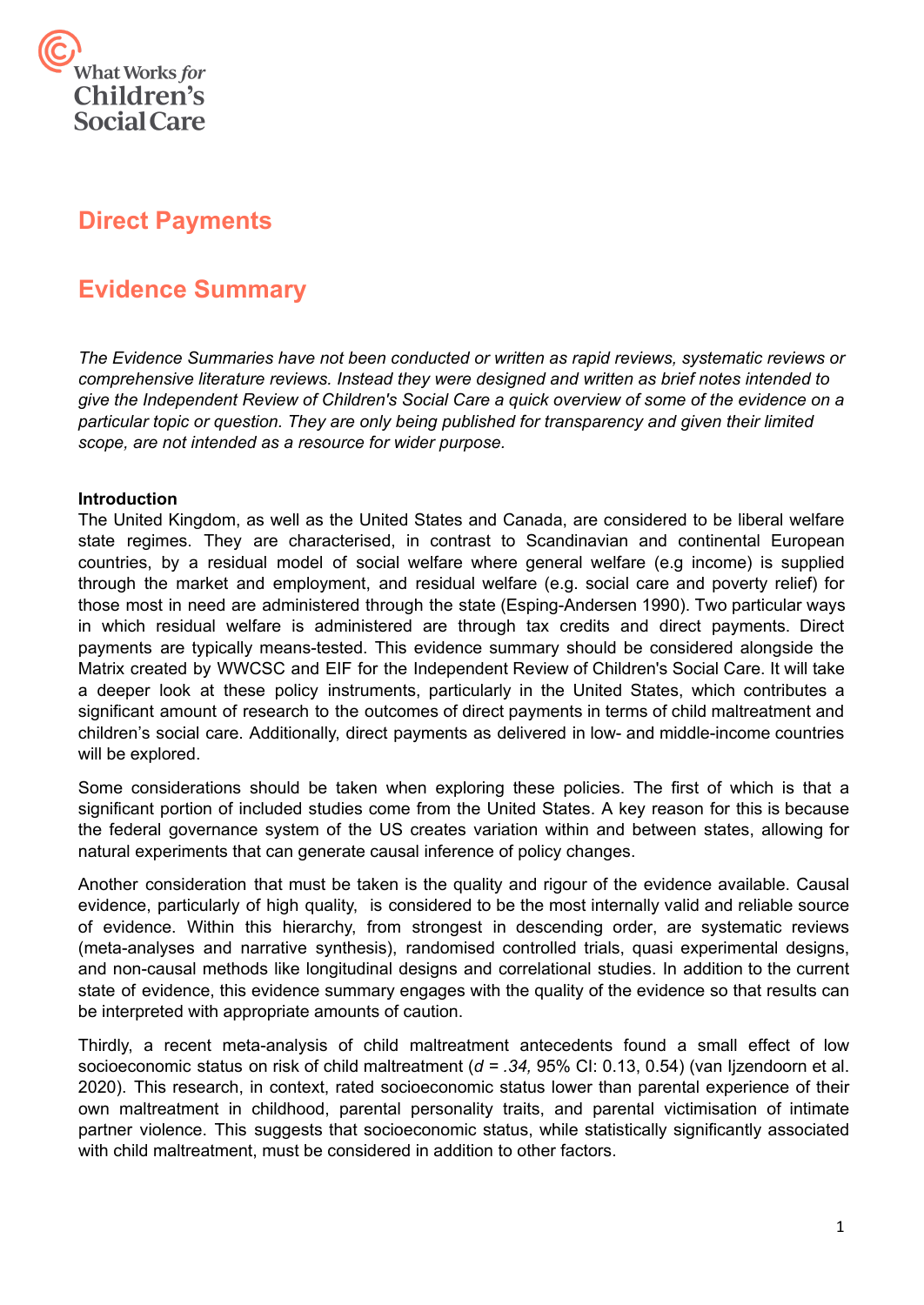What Works *for* Children's Social Care

# Direct Payments

# Evidence Summary

*The Evidence Summaries have not been conducted or written as rapid reviews, systematic reviews or comprehensive literature reviews. Instead they were designed and written as brief notes intended to give the Independent Review of Children's Social Care a quick overview of some of the evidence on a particular topic or question. They are only being published for transparency and given their limited scope, are not intended as a resource for wider purpose.*

**Introduction**

The United Kingdom, as well as the United States and Canada, are considered to be liberal welfare state regimes. They are characterised, in contrast to Scandinavian and continental European countries, by a residual model of social welfare where general welfare (e.g income) is supplied through the market and employment, and residual welfare (e.g. social care and poverty relief) for those most in need are administered through the state (Esping-Andersen 1990). Two particular ways in which residual welfare is administered are through tax credits and direct payments. Direct payments are typically means-tested. This evidence summary should be considered alongside the Matrix created by WWCSC and EIF for the Independent Review of Children's Social Care. It will take a deeper look at these policy instruments, particularly in the United States, which contributes a significant amount of research to the outcomes of direct payments in terms of child maltreatment and children's social care. Additionally, direct payments as delivered in low- and middle-income countries will be explored.

Some considerations should be taken when exploring these policies. The first of which is that a significant portion of included studies come from the United States. A key reason for this is because the federal governance system of the US creates variation within and between states, allowing for natural experiments that can generate causal inference of policy changes.

Another consideration that must be taken is the quality and rigour of the evidence available. Causal evidence, particularly of high quality, is considered to be the most internally valid and reliable source of evidence. Within this hierarchy, from strongest in descending order, are systematic reviews (meta-analyses and narrative synthesis), randomised controlled trials, quasi experimental designs, and non-causal methods like longitudinal designs and correlational studies. In addition to the current state of evidence, this evidence summary engages with the quality of the evidence so that results can be interpreted with appropriate amounts of caution.

Thirdly, a recent meta-analysis of child maltreatment antecedents found a small effect of low socioeconomic status on risk of child maltreatment ($d = .34$, 95% CI: 0.13, 0.54) (van Ijzendoorn et al. 2020). This research, in context, rated socioeconomic status lower than parental experience of their own maltreatment in childhood, parental personality traits, and parental victimisation of intimate partner violence. This suggests that socioeconomic status, while statistically significantly associated with child maltreatment, must be considered in addition to other factors.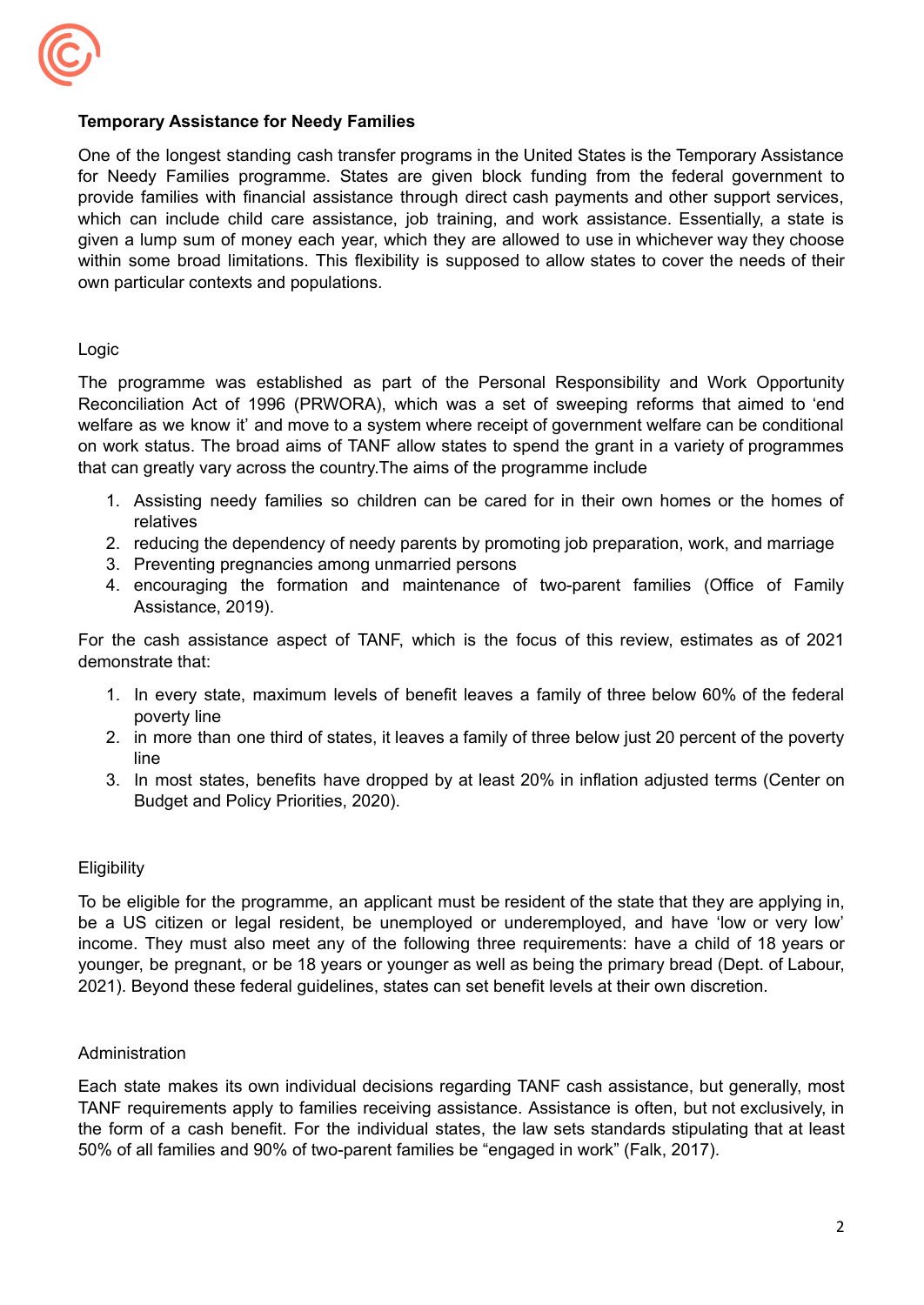**Temporary Assistance for Needy Families**

One of the longest standing cash transfer programs in the United States is the Temporary Assistance for Needy Families programme. States are given block funding from the federal government to provide families with financial assistance through direct cash payments and other support services, which can include child care assistance, job training, and work assistance. Essentially, a state is given a lump sum of money each year, which they are allowed to use in whichever way they choose within some broad limitations. This flexibility is supposed to allow states to cover the needs of their own particular contexts and populations.

Logic

The programme was established as part of the Personal Responsibility and Work Opportunity Reconciliation Act of 1996 (PRWORA), which was a set of sweeping reforms that aimed to 'end welfare as we know it' and move to a system where receipt of government welfare can be conditional on work status. The broad aims of TANF allow states to spend the grant in a variety of programmes that can greatly vary across the country.The aims of the programme include

1. Assisting needy families so children can be cared for in their own homes or the homes of relatives
2. reducing the dependency of needy parents by promoting job preparation, work, and marriage
3. Preventing pregnancies among unmarried persons
4. encouraging the formation and maintenance of two-parent families (Office of Family Assistance, 2019).

For the cash assistance aspect of TANF, which is the focus of this review, estimates as of 2021 demonstrate that:

1. In every state, maximum levels of benefit leaves a family of three below 60% of the federal poverty line
2. in more than one third of states, it leaves a family of three below just 20 percent of the poverty line
3. In most states, benefits have dropped by at least 20% in inflation adjusted terms (Center on Budget and Policy Priorities, 2020).

Eligibility

To be eligible for the programme, an applicant must be resident of the state that they are applying in, be a US citizen or legal resident, be unemployed or underemployed, and have 'low or very low' income. They must also meet any of the following three requirements: have a child of 18 years or younger, be pregnant, or be 18 years or younger as well as being the primary bread (Dept. of Labour, 2021). Beyond these federal guidelines, states can set benefit levels at their own discretion.

Administration

Each state makes its own individual decisions regarding TANF cash assistance, but generally, most TANF requirements apply to families receiving assistance. Assistance is often, but not exclusively, in the form of a cash benefit. For the individual states, the law sets standards stipulating that at least 50% of all families and 90% of two-parent families be "engaged in work" (Falk, 2017).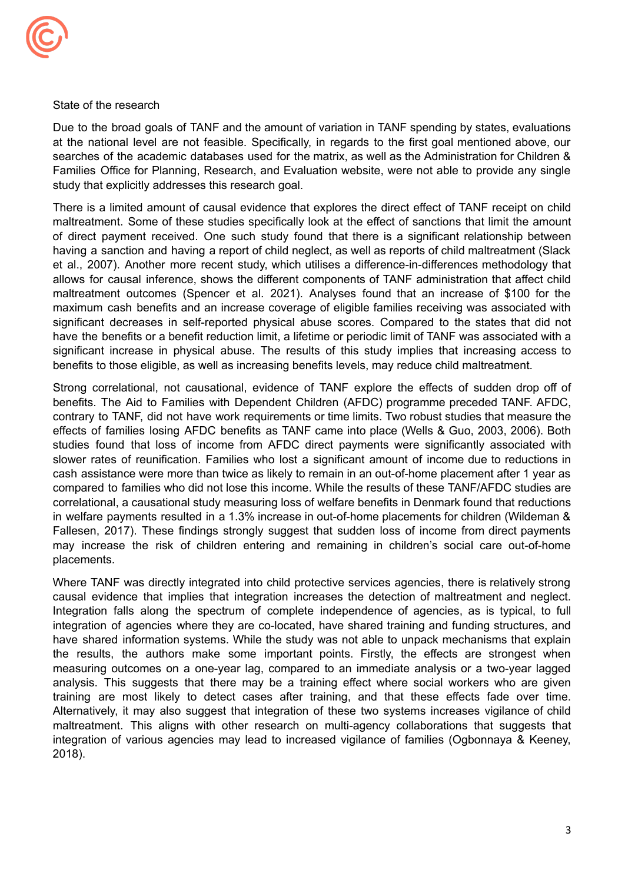State of the research

Due to the broad goals of TANF and the amount of variation in TANF spending by states, evaluations at the national level are not feasible. Specifically, in regards to the first goal mentioned above, our searches of the academic databases used for the matrix, as well as the Administration for Children & Families Office for Planning, Research, and Evaluation website, were not able to provide any single study that explicitly addresses this research goal.

There is a limited amount of causal evidence that explores the direct effect of TANF receipt on child maltreatment. Some of these studies specifically look at the effect of sanctions that limit the amount of direct payment received. One such study found that there is a significant relationship between having a sanction and having a report of child neglect, as well as reports of child maltreatment (Slack et al., 2007). Another more recent study, which utilises a difference-in-differences methodology that allows for causal inference, shows the different components of TANF administration that affect child maltreatment outcomes (Spencer et al. 2021). Analyses found that an increase of $100 for the maximum cash benefits and an increase coverage of eligible families receiving was associated with significant decreases in self-reported physical abuse scores. Compared to the states that did not have the benefits or a benefit reduction limit, a lifetime or periodic limit of TANF was associated with a significant increase in physical abuse. The results of this study implies that increasing access to benefits to those eligible, as well as increasing benefits levels, may reduce child maltreatment.

Strong correlational, not causational, evidence of TANF explore the effects of sudden drop off of benefits. The Aid to Families with Dependent Children (AFDC) programme preceded TANF. AFDC, contrary to TANF, did not have work requirements or time limits. Two robust studies that measure the effects of families losing AFDC benefits as TANF came into place (Wells & Guo, 2003, 2006). Both studies found that loss of income from AFDC direct payments were significantly associated with slower rates of reunification. Families who lost a significant amount of income due to reductions in cash assistance were more than twice as likely to remain in an out-of-home placement after 1 year as compared to families who did not lose this income. While the results of these TANF/AFDC studies are correlational, a causational study measuring loss of welfare benefits in Denmark found that reductions in welfare payments resulted in a 1.3% increase in out-of-home placements for children (Wildeman & Fallesen, 2017). These findings strongly suggest that sudden loss of income from direct payments may increase the risk of children entering and remaining in children's social care out-of-home placements.

Where TANF was directly integrated into child protective services agencies, there is relatively strong causal evidence that implies that integration increases the detection of maltreatment and neglect. Integration falls along the spectrum of complete independence of agencies, as is typical, to full integration of agencies where they are co-located, have shared training and funding structures, and have shared information systems. While the study was not able to unpack mechanisms that explain the results, the authors make some important points. Firstly, the effects are strongest when measuring outcomes on a one-year lag, compared to an immediate analysis or a two-year lagged analysis. This suggests that there may be a training effect where social workers who are given training are most likely to detect cases after training, and that these effects fade over time. Alternatively, it may also suggest that integration of these two systems increases vigilance of child maltreatment. This aligns with other research on multi-agency collaborations that suggests that integration of various agencies may lead to increased vigilance of families (Ogbonnaya & Keeney, 2018).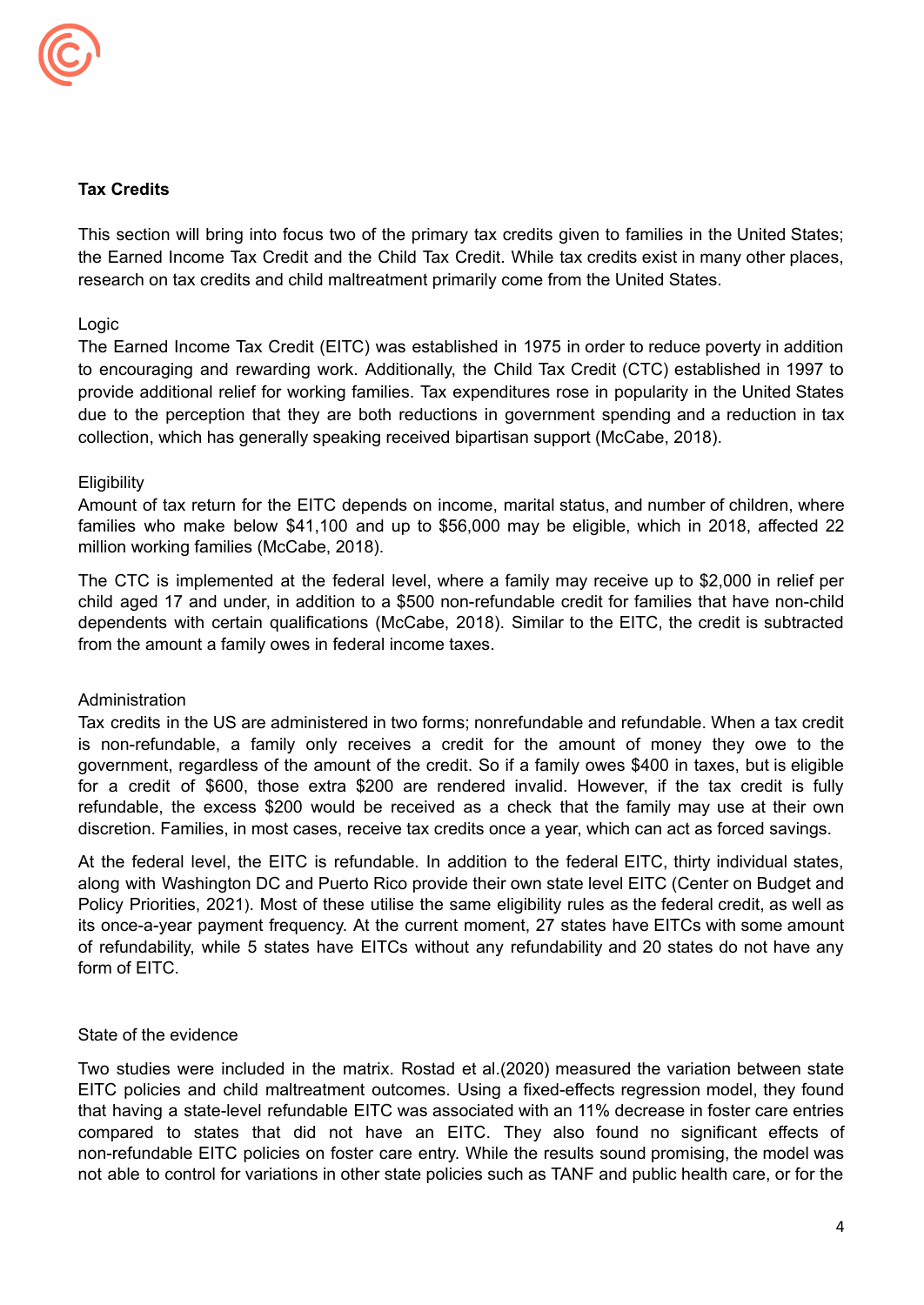## Tax Credits

This section will bring into focus two of the primary tax credits given to families in the United States; the Earned Income Tax Credit and the Child Tax Credit. While tax credits exist in many other places, research on tax credits and child maltreatment primarily come from the United States.

### Logic

The Earned Income Tax Credit (EITC) was established in 1975 in order to reduce poverty in addition to encouraging and rewarding work. Additionally, the Child Tax Credit (CTC) established in 1997 to provide additional relief for working families. Tax expenditures rose in popularity in the United States due to the perception that they are both reductions in government spending and a reduction in tax collection, which has generally speaking received bipartisan support (McCabe, 2018).

### Eligibility

Amount of tax return for the EITC depends on income, marital status, and number of children, where families who make below $41,100 and up to $56,000 may be eligible, which in 2018, affected 22 million working families (McCabe, 2018).

The CTC is implemented at the federal level, where a family may receive up to $2,000 in relief per child aged 17 and under, in addition to a $500 non-refundable credit for families that have non-child dependents with certain qualifications (McCabe, 2018). Similar to the EITC, the credit is subtracted from the amount a family owes in federal income taxes.

### Administration

Tax credits in the US are administered in two forms; nonrefundable and refundable. When a tax credit is non-refundable, a family only receives a credit for the amount of money they owe to the government, regardless of the amount of the credit. So if a family owes $400 in taxes, but is eligible for a credit of $600, those extra $200 are rendered invalid. However, if the tax credit is fully refundable, the excess $200 would be received as a check that the family may use at their own discretion. Families, in most cases, receive tax credits once a year, which can act as forced savings.

At the federal level, the EITC is refundable. In addition to the federal EITC, thirty individual states, along with Washington DC and Puerto Rico provide their own state level EITC (Center on Budget and Policy Priorities, 2021). Most of these utilise the same eligibility rules as the federal credit, as well as its once-a-year payment frequency. At the current moment, 27 states have EITCs with some amount of refundability, while 5 states have EITCs without any refundability and 20 states do not have any form of EITC.

### State of the evidence

Two studies were included in the matrix. Rostad et al.(2020) measured the variation between state EITC policies and child maltreatment outcomes. Using a fixed-effects regression model, they found that having a state-level refundable EITC was associated with an 11% decrease in foster care entries compared to states that did not have an EITC. They also found no significant effects of non-refundable EITC policies on foster care entry. While the results sound promising, the model was not able to control for variations in other state policies such as TANF and public health care, or for the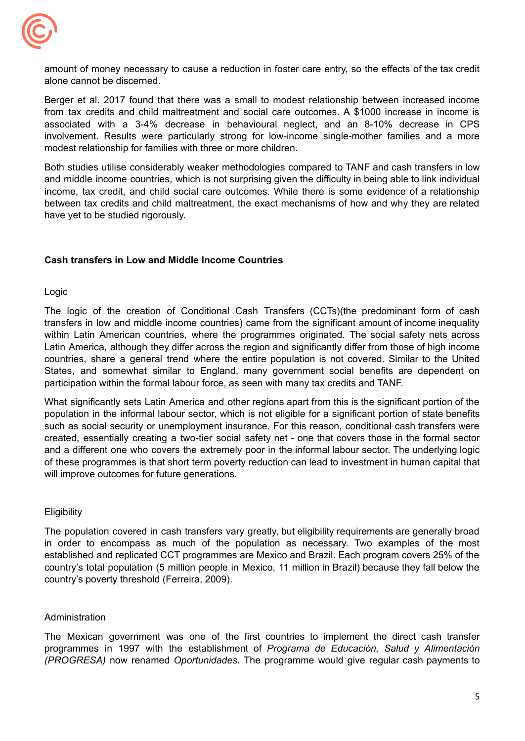amount of money necessary to cause a reduction in foster care entry, so the effects of the tax credit alone cannot be discerned.

Berger et al. 2017 found that there was a small to modest relationship between increased income from tax credits and child maltreatment and social care outcomes. A $1000 increase in income is associated with a 3-4% decrease in behavioural neglect, and an 8-10% decrease in CPS involvement. Results were particularly strong for low-income single-mother families and a more modest relationship for families with three or more children.

Both studies utilise considerably weaker methodologies compared to TANF and cash transfers in low and middle income countries, which is not surprising given the difficulty in being able to link individual income, tax credit, and child social care outcomes. While there is some evidence of a relationship between tax credits and child maltreatment, the exact mechanisms of how and why they are related have yet to be studied rigorously.

### Cash transfers in Low and Middle Income Countries

#### Logic

The logic of the creation of Conditional Cash Transfers (CCTs)(the predominant form of cash transfers in low and middle income countries) came from the significant amount of income inequality within Latin American countries, where the programmes originated. The social safety nets across Latin America, although they differ across the region and significantly differ from those of high income countries, share a general trend where the entire population is not covered. Similar to the United States, and somewhat similar to England, many government social benefits are dependent on participation within the formal labour force, as seen with many tax credits and TANF.

What significantly sets Latin America and other regions apart from this is the significant portion of the population in the informal labour sector, which is not eligible for a significant portion of state benefits such as social security or unemployment insurance. For this reason, conditional cash transfers were created, essentially creating a two-tier social safety net - one that covers those in the formal sector and a different one who covers the extremely poor in the informal labour sector. The underlying logic of these programmes is that short term poverty reduction can lead to investment in human capital that will improve outcomes for future generations.

#### Eligibility

The population covered in cash transfers vary greatly, but eligibility requirements are generally broad in order to encompass as much of the population as necessary. Two examples of the most established and replicated CCT programmes are Mexico and Brazil. Each program covers 25% of the country's total population (5 million people in Mexico, 11 million in Brazil) because they fall below the country's poverty threshold (Ferreira, 2009).

#### Administration

The Mexican government was one of the first countries to implement the direct cash transfer programmes in 1997 with the establishment of *Programa de Educación, Salud y Alimentación (PROGRESA)* now renamed *Oportunidades*. The programme would give regular cash payments to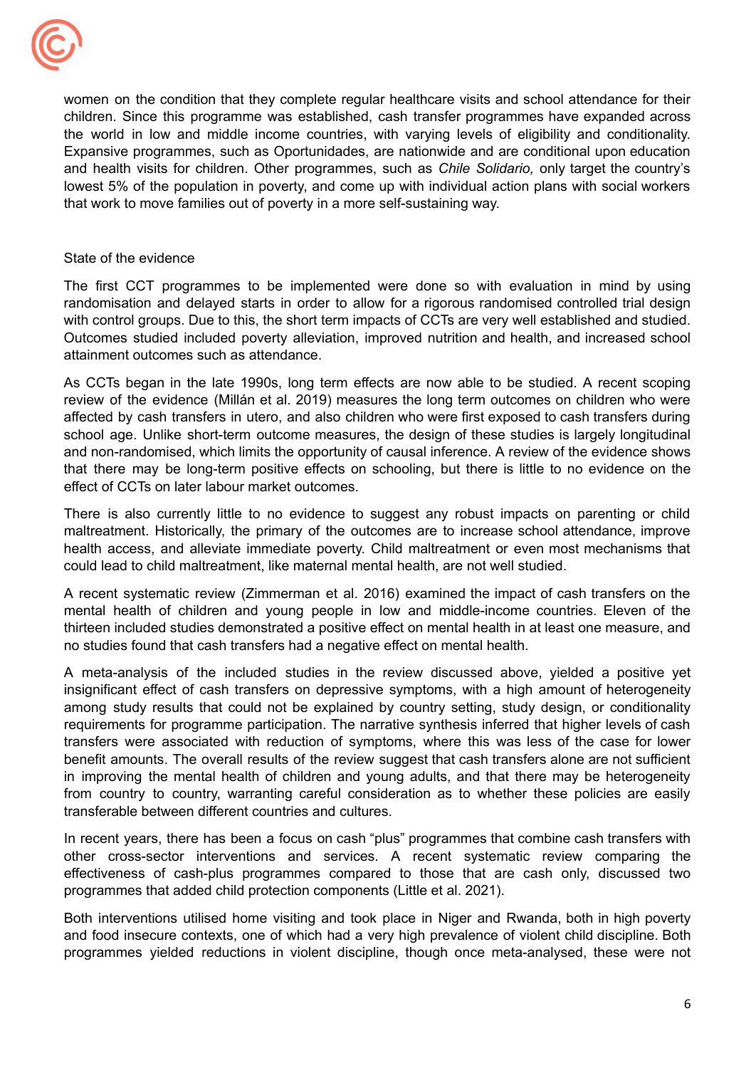women on the condition that they complete regular healthcare visits and school attendance for their children. Since this programme was established, cash transfer programmes have expanded across the world in low and middle income countries, with varying levels of eligibility and conditionality. Expansive programmes, such as Oportunidades, are nationwide and are conditional upon education and health visits for children. Other programmes, such as *Chile Solidario,* only target the country's lowest 5% of the population in poverty, and come up with individual action plans with social workers that work to move families out of poverty in a more self-sustaining way.

## State of the evidence

The first CCT programmes to be implemented were done so with evaluation in mind by using randomisation and delayed starts in order to allow for a rigorous randomised controlled trial design with control groups. Due to this, the short term impacts of CCTs are very well established and studied. Outcomes studied included poverty alleviation, improved nutrition and health, and increased school attainment outcomes such as attendance.

As CCTs began in the late 1990s, long term effects are now able to be studied. A recent scoping review of the evidence (Millán et al. 2019) measures the long term outcomes on children who were affected by cash transfers in utero, and also children who were first exposed to cash transfers during school age. Unlike short-term outcome measures, the design of these studies is largely longitudinal and non-randomised, which limits the opportunity of causal inference. A review of the evidence shows that there may be long-term positive effects on schooling, but there is little to no evidence on the effect of CCTs on later labour market outcomes.

There is also currently little to no evidence to suggest any robust impacts on parenting or child maltreatment. Historically, the primary of the outcomes are to increase school attendance, improve health access, and alleviate immediate poverty. Child maltreatment or even most mechanisms that could lead to child maltreatment, like maternal mental health, are not well studied.

A recent systematic review (Zimmerman et al. 2016) examined the impact of cash transfers on the mental health of children and young people in low and middle-income countries. Eleven of the thirteen included studies demonstrated a positive effect on mental health in at least one measure, and no studies found that cash transfers had a negative effect on mental health.

A meta-analysis of the included studies in the review discussed above, yielded a positive yet insignificant effect of cash transfers on depressive symptoms, with a high amount of heterogeneity among study results that could not be explained by country setting, study design, or conditionality requirements for programme participation. The narrative synthesis inferred that higher levels of cash transfers were associated with reduction of symptoms, where this was less of the case for lower benefit amounts. The overall results of the review suggest that cash transfers alone are not sufficient in improving the mental health of children and young adults, and that there may be heterogeneity from country to country, warranting careful consideration as to whether these policies are easily transferable between different countries and cultures.

In recent years, there has been a focus on cash "plus" programmes that combine cash transfers with other cross-sector interventions and services. A recent systematic review comparing the effectiveness of cash-plus programmes compared to those that are cash only, discussed two programmes that added child protection components (Little et al. 2021).

Both interventions utilised home visiting and took place in Niger and Rwanda, both in high poverty and food insecure contexts, one of which had a very high prevalence of violent child discipline. Both programmes yielded reductions in violent discipline, though once meta-analysed, these were not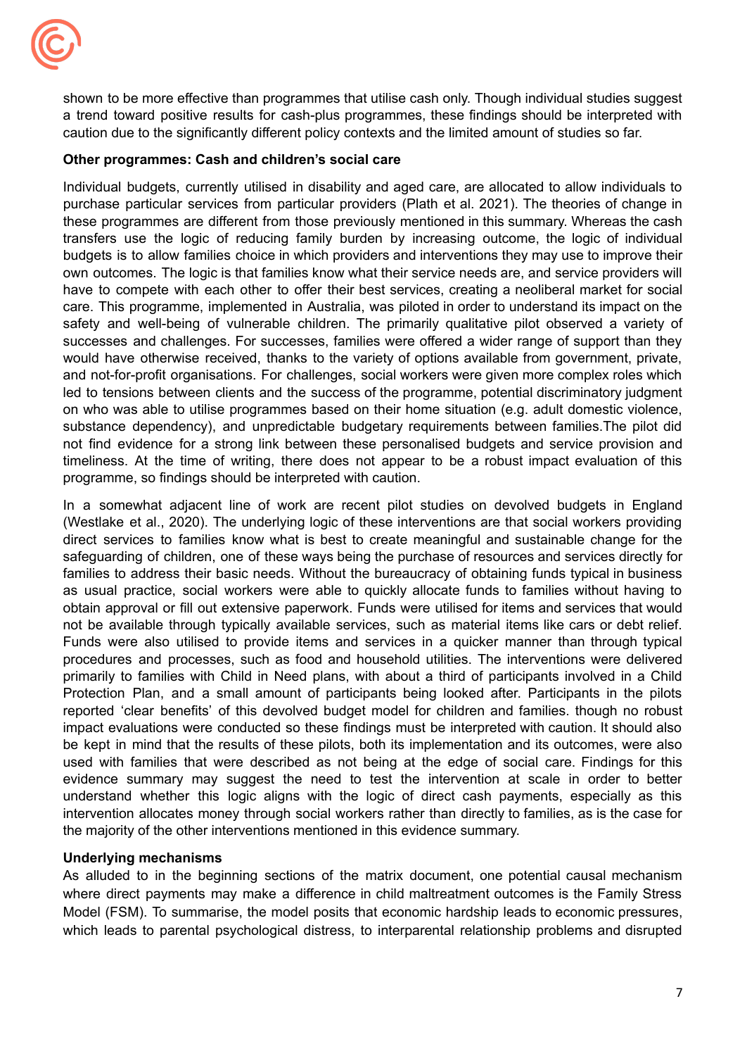shown to be more effective than programmes that utilise cash only. Though individual studies suggest a trend toward positive results for cash-plus programmes, these findings should be interpreted with caution due to the significantly different policy contexts and the limited amount of studies so far.

**Other programmes: Cash and children's social care**

Individual budgets, currently utilised in disability and aged care, are allocated to allow individuals to purchase particular services from particular providers (Plath et al. 2021). The theories of change in these programmes are different from those previously mentioned in this summary. Whereas the cash transfers use the logic of reducing family burden by increasing outcome, the logic of individual budgets is to allow families choice in which providers and interventions they may use to improve their own outcomes. The logic is that families know what their service needs are, and service providers will have to compete with each other to offer their best services, creating a neoliberal market for social care. This programme, implemented in Australia, was piloted in order to understand its impact on the safety and well-being of vulnerable children. The primarily qualitative pilot observed a variety of successes and challenges. For successes, families were offered a wider range of support than they would have otherwise received, thanks to the variety of options available from government, private, and not-for-profit organisations. For challenges, social workers were given more complex roles which led to tensions between clients and the success of the programme, potential discriminatory judgment on who was able to utilise programmes based on their home situation (e.g. adult domestic violence, substance dependency), and unpredictable budgetary requirements between families.The pilot did not find evidence for a strong link between these personalised budgets and service provision and timeliness. At the time of writing, there does not appear to be a robust impact evaluation of this programme, so findings should be interpreted with caution.

In a somewhat adjacent line of work are recent pilot studies on devolved budgets in England (Westlake et al., 2020). The underlying logic of these interventions are that social workers providing direct services to families know what is best to create meaningful and sustainable change for the safeguarding of children, one of these ways being the purchase of resources and services directly for families to address their basic needs. Without the bureaucracy of obtaining funds typical in business as usual practice, social workers were able to quickly allocate funds to families without having to obtain approval or fill out extensive paperwork. Funds were utilised for items and services that would not be available through typically available services, such as material items like cars or debt relief. Funds were also utilised to provide items and services in a quicker manner than through typical procedures and processes, such as food and household utilities. The interventions were delivered primarily to families with Child in Need plans, with about a third of participants involved in a Child Protection Plan, and a small amount of participants being looked after. Participants in the pilots reported 'clear benefits' of this devolved budget model for children and families. though no robust impact evaluations were conducted so these findings must be interpreted with caution. It should also be kept in mind that the results of these pilots, both its implementation and its outcomes, were also used with families that were described as not being at the edge of social care. Findings for this evidence summary may suggest the need to test the intervention at scale in order to better understand whether this logic aligns with the logic of direct cash payments, especially as this intervention allocates money through social workers rather than directly to families, as is the case for the majority of the other interventions mentioned in this evidence summary.

**Underlying mechanisms**

As alluded to in the beginning sections of the matrix document, one potential causal mechanism where direct payments may make a difference in child maltreatment outcomes is the Family Stress Model (FSM). To summarise, the model posits that economic hardship leads to economic pressures, which leads to parental psychological distress, to interparental relationship problems and disrupted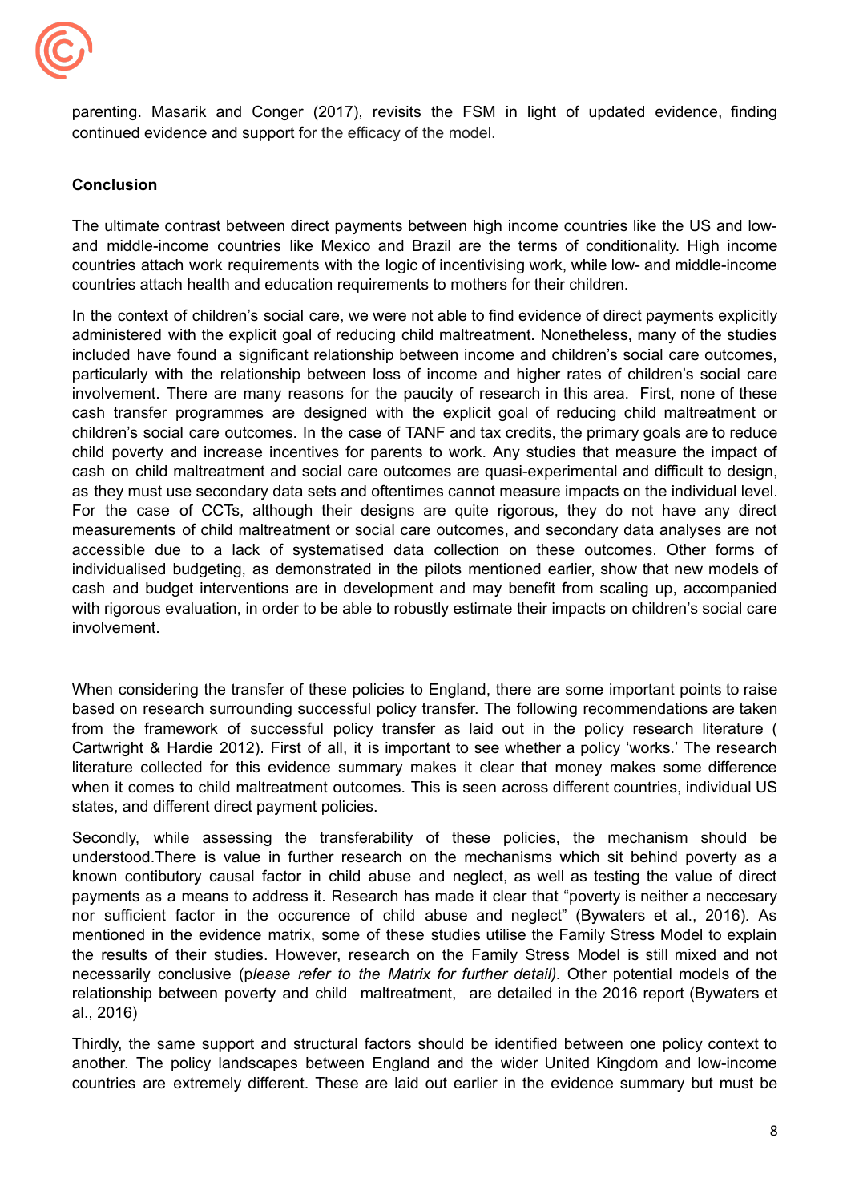parenting. Masarik and Conger (2017), revisits the FSM in light of updated evidence, finding continued evidence and support for the efficacy of the model.

**Conclusion**

The ultimate contrast between direct payments between high income countries like the US and low- and middle-income countries like Mexico and Brazil are the terms of conditionality. High income countries attach work requirements with the logic of incentivising work, while low- and middle-income countries attach health and education requirements to mothers for their children.

In the context of children's social care, we were not able to find evidence of direct payments explicitly administered with the explicit goal of reducing child maltreatment. Nonetheless, many of the studies included have found a significant relationship between income and children's social care outcomes, particularly with the relationship between loss of income and higher rates of children's social care involvement. There are many reasons for the paucity of research in this area. First, none of these cash transfer programmes are designed with the explicit goal of reducing child maltreatment or children's social care outcomes. In the case of TANF and tax credits, the primary goals are to reduce child poverty and increase incentives for parents to work. Any studies that measure the impact of cash on child maltreatment and social care outcomes are quasi-experimental and difficult to design, as they must use secondary data sets and oftentimes cannot measure impacts on the individual level. For the case of CCTs, although their designs are quite rigorous, they do not have any direct measurements of child maltreatment or social care outcomes, and secondary data analyses are not accessible due to a lack of systematised data collection on these outcomes. Other forms of individualised budgeting, as demonstrated in the pilots mentioned earlier, show that new models of cash and budget interventions are in development and may benefit from scaling up, accompanied with rigorous evaluation, in order to be able to robustly estimate their impacts on children's social care involvement.

When considering the transfer of these policies to England, there are some important points to raise based on research surrounding successful policy transfer. The following recommendations are taken from the framework of successful policy transfer as laid out in the policy research literature ( Cartwright & Hardie 2012). First of all, it is important to see whether a policy 'works.' The research literature collected for this evidence summary makes it clear that money makes some difference when it comes to child maltreatment outcomes. This is seen across different countries, individual US states, and different direct payment policies.

Secondly, while assessing the transferability of these policies, the mechanism should be understood.There is value in further research on the mechanisms which sit behind poverty as a known contibutory causal factor in child abuse and neglect, as well as testing the value of direct payments as a means to address it. Research has made it clear that "poverty is neither a neccesary nor sufficient factor in the occurence of child abuse and neglect" (Bywaters et al., 2016). As mentioned in the evidence matrix, some of these studies utilise the Family Stress Model to explain the results of their studies. However, research on the Family Stress Model is still mixed and not necessarily conclusive (p*lease refer to the Matrix for further detail).* Other potential models of the relationship between poverty and child maltreatment, are detailed in the 2016 report (Bywaters et al., 2016)

Thirdly, the same support and structural factors should be identified between one policy context to another. The policy landscapes between England and the wider United Kingdom and low-income countries are extremely different. These are laid out earlier in the evidence summary but must be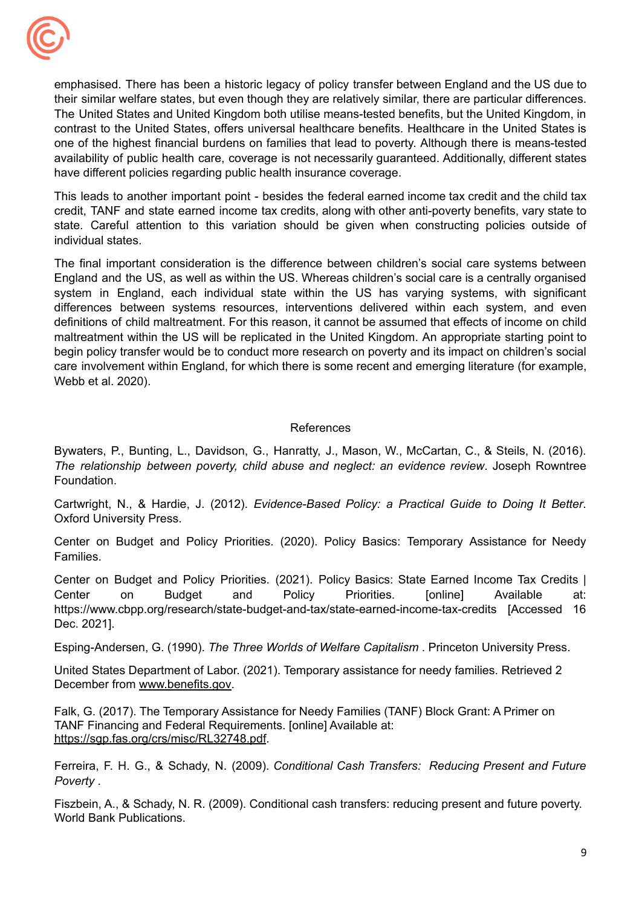emphasised. There has been a historic legacy of policy transfer between England and the US due to their similar welfare states, but even though they are relatively similar, there are particular differences. The United States and United Kingdom both utilise means-tested benefits, but the United Kingdom, in contrast to the United States, offers universal healthcare benefits. Healthcare in the United States is one of the highest financial burdens on families that lead to poverty. Although there is means-tested availability of public health care, coverage is not necessarily guaranteed. Additionally, different states have different policies regarding public health insurance coverage.

This leads to another important point - besides the federal earned income tax credit and the child tax credit, TANF and state earned income tax credits, along with other anti-poverty benefits, vary state to state. Careful attention to this variation should be given when constructing policies outside of individual states.

The final important consideration is the difference between children's social care systems between England and the US, as well as within the US. Whereas children's social care is a centrally organised system in England, each individual state within the US has varying systems, with significant differences between systems resources, interventions delivered within each system, and even definitions of child maltreatment. For this reason, it cannot be assumed that effects of income on child maltreatment within the US will be replicated in the United Kingdom. An appropriate starting point to begin policy transfer would be to conduct more research on poverty and its impact on children's social care involvement within England, for which there is some recent and emerging literature (for example, Webb et al. 2020).

## References

Bywaters, P., Bunting, L., Davidson, G., Hanratty, J., Mason, W., McCartan, C., & Steils, N. (2016). *The relationship between poverty, child abuse and neglect: an evidence review*. Joseph Rowntree Foundation.

Cartwright, N., & Hardie, J. (2012). *Evidence-Based Policy: a Practical Guide to Doing It Better*. Oxford University Press.

Center on Budget and Policy Priorities. (2020). Policy Basics: Temporary Assistance for Needy Families.

Center on Budget and Policy Priorities. (2021). Policy Basics: State Earned Income Tax Credits | Center on Budget and Policy Priorities. [online] Available at: https://www.cbpp.org/research/state-budget-and-tax/state-earned-income-tax-credits [Accessed 16 Dec. 2021].

Esping-Andersen, G. (1990). *The Three Worlds of Welfare Capitalism* . Princeton University Press.

United States Department of Labor. (2021). Temporary assistance for needy families. Retrieved 2 December from www.benefits.gov.

Falk, G. (2017). The Temporary Assistance for Needy Families (TANF) Block Grant: A Primer on TANF Financing and Federal Requirements. [online] Available at: https://sgp.fas.org/crs/misc/RL32748.pdf.

Ferreira, F. H. G., & Schady, N. (2009). *Conditional Cash Transfers: Reducing Present and Future Poverty* .

Fiszbein, A., & Schady, N. R. (2009). Conditional cash transfers: reducing present and future poverty. World Bank Publications.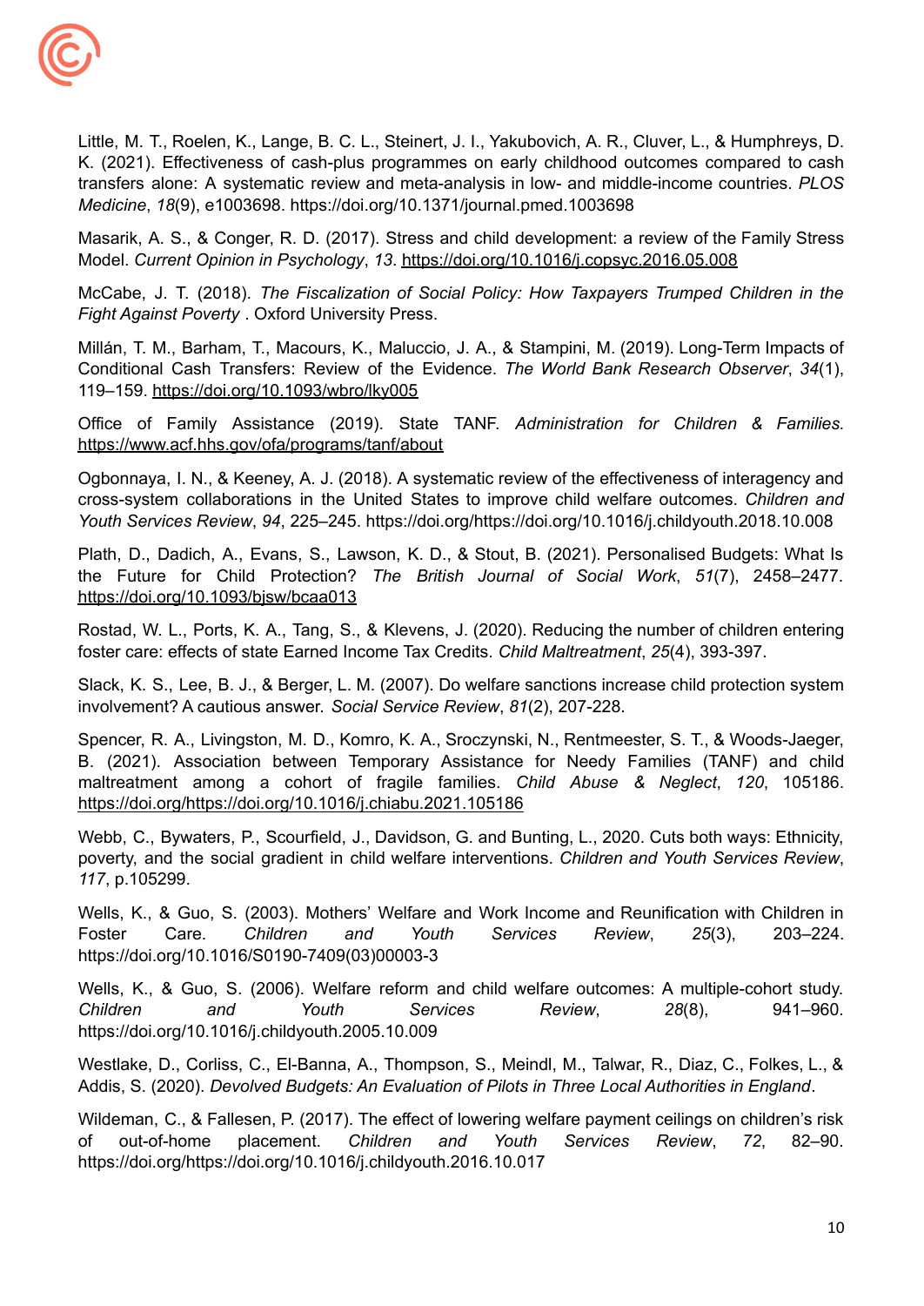Little, M. T., Roelen, K., Lange, B. C. L., Steinert, J. I., Yakubovich, A. R., Cluver, L., & Humphreys, D. K. (2021). Effectiveness of cash-plus programmes on early childhood outcomes compared to cash transfers alone: A systematic review and meta-analysis in low- and middle-income countries. *PLOS Medicine*, *18*(9), e1003698. https://doi.org/10.1371/journal.pmed.1003698

Masarik, A. S., & Conger, R. D. (2017). Stress and child development: a review of the Family Stress Model. *Current Opinion in Psychology*, *13*. https://doi.org/10.1016/j.copsyc.2016.05.008

McCabe, J. T. (2018). *The Fiscalization of Social Policy: How Taxpayers Trumped Children in the Fight Against Poverty* . Oxford University Press.

Millán, T. M., Barham, T., Macours, K., Maluccio, J. A., & Stampini, M. (2019). Long-Term Impacts of Conditional Cash Transfers: Review of the Evidence. *The World Bank Research Observer*, *34*(1), 119–159. https://doi.org/10.1093/wbro/lky005

Office of Family Assistance (2019). State TANF. *Administration for Children & Families.* https://www.acf.hhs.gov/ofa/programs/tanf/about

Ogbonnaya, I. N., & Keeney, A. J. (2018). A systematic review of the effectiveness of interagency and cross-system collaborations in the United States to improve child welfare outcomes. *Children and Youth Services Review*, *94*, 225–245. https://doi.org/https://doi.org/10.1016/j.childyouth.2018.10.008

Plath, D., Dadich, A., Evans, S., Lawson, K. D., & Stout, B. (2021). Personalised Budgets: What Is the Future for Child Protection? *The British Journal of Social Work*, *51*(7), 2458–2477. https://doi.org/10.1093/bjsw/bcaa013

Rostad, W. L., Ports, K. A., Tang, S., & Klevens, J. (2020). Reducing the number of children entering foster care: effects of state Earned Income Tax Credits. *Child Maltreatment*, *25*(4), 393-397.

Slack, K. S., Lee, B. J., & Berger, L. M. (2007). Do welfare sanctions increase child protection system involvement? A cautious answer. *Social Service Review*, *81*(2), 207-228.

Spencer, R. A., Livingston, M. D., Komro, K. A., Sroczynski, N., Rentmeester, S. T., & Woods-Jaeger, B. (2021). Association between Temporary Assistance for Needy Families (TANF) and child maltreatment among a cohort of fragile families. *Child Abuse & Neglect*, *120*, 105186. https://doi.org/https://doi.org/10.1016/j.chiabu.2021.105186

Webb, C., Bywaters, P., Scourfield, J., Davidson, G. and Bunting, L., 2020. Cuts both ways: Ethnicity, poverty, and the social gradient in child welfare interventions. *Children and Youth Services Review*, *117*, p.105299.

Wells, K., & Guo, S. (2003). Mothers' Welfare and Work Income and Reunification with Children in Foster Care. *Children and Youth Services Review*, *25*(3), 203–224. https://doi.org/10.1016/S0190-7409(03)00003-3

Wells, K., & Guo, S. (2006). Welfare reform and child welfare outcomes: A multiple-cohort study. *Children and Youth Services Review*, *28*(8), 941–960. https://doi.org/10.1016/j.childyouth.2005.10.009

Westlake, D., Corliss, C., El-Banna, A., Thompson, S., Meindl, M., Talwar, R., Diaz, C., Folkes, L., & Addis, S. (2020). *Devolved Budgets: An Evaluation of Pilots in Three Local Authorities in England*.

Wildeman, C., & Fallesen, P. (2017). The effect of lowering welfare payment ceilings on children's risk of out-of-home placement. *Children and Youth Services Review*, *72*, 82–90. https://doi.org/https://doi.org/10.1016/j.childyouth.2016.10.017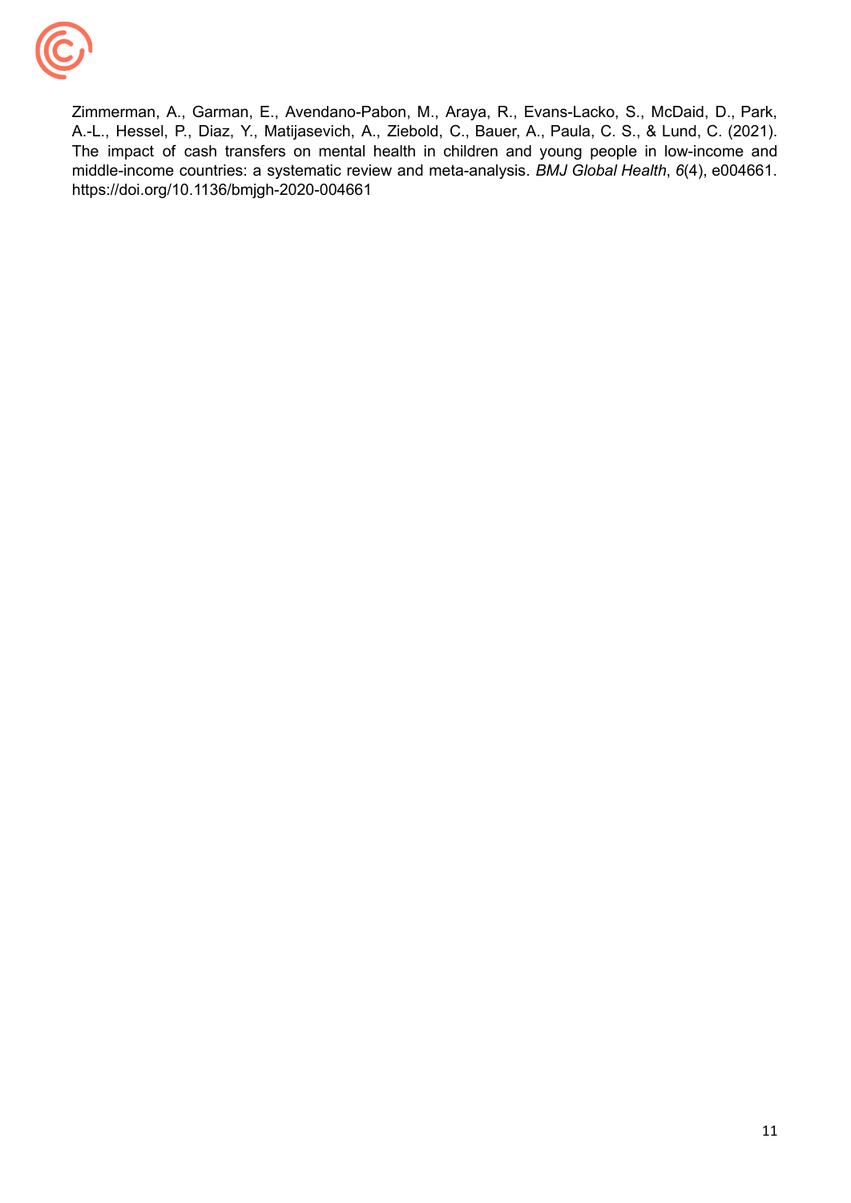Zimmerman, A., Garman, E., Avendano-Pabon, M., Araya, R., Evans-Lacko, S., McDaid, D., Park, A.-L., Hessel, P., Diaz, Y., Matijasevich, A., Ziebold, C., Bauer, A., Paula, C. S., & Lund, C. (2021). The impact of cash transfers on mental health in children and young people in low-income and middle-income countries: a systematic review and meta-analysis. *BMJ Global Health*, *6*(4), e004661. https://doi.org/10.1136/bmjgh-2020-004661